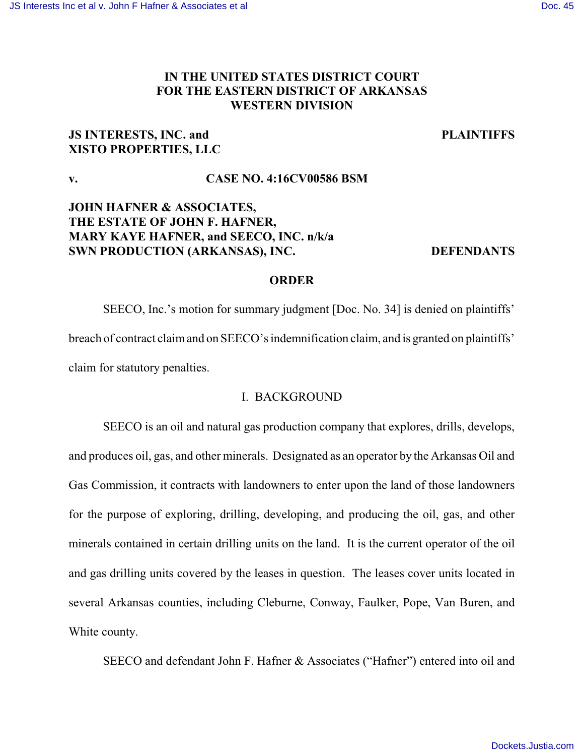**IN THE UNITED STATES DISTRICT COURT**
**FOR THE EASTERN DISTRICT OF ARKANSAS**
**WESTERN DIVISION**

**JS INTERESTS, INC. and XISTO PROPERTIES, LLC** — **PLAINTIFFS**

**v.** — **CASE NO. 4:16CV00586 BSM**

**JOHN HAFNER & ASSOCIATES, THE ESTATE OF JOHN F. HAFNER, MARY KAYE HAFNER, and SEECO, INC. n/k/a SWN PRODUCTION (ARKANSAS), INC.** — **DEFENDANTS**

## ORDER

SEECO, Inc.'s motion for summary judgment [Doc. No. 34] is denied on plaintiffs' breach of contract claim and on SEECO's indemnification claim, and is granted on plaintiffs' claim for statutory penalties.

### I. BACKGROUND

SEECO is an oil and natural gas production company that explores, drills, develops, and produces oil, gas, and other minerals. Designated as an operator by the Arkansas Oil and Gas Commission, it contracts with landowners to enter upon the land of those landowners for the purpose of exploring, drilling, developing, and producing the oil, gas, and other minerals contained in certain drilling units on the land. It is the current operator of the oil and gas drilling units covered by the leases in question. The leases cover units located in several Arkansas counties, including Cleburne, Conway, Faulker, Pope, Van Buren, and White county.

SEECO and defendant John F. Hafner & Associates ("Hafner") entered into oil and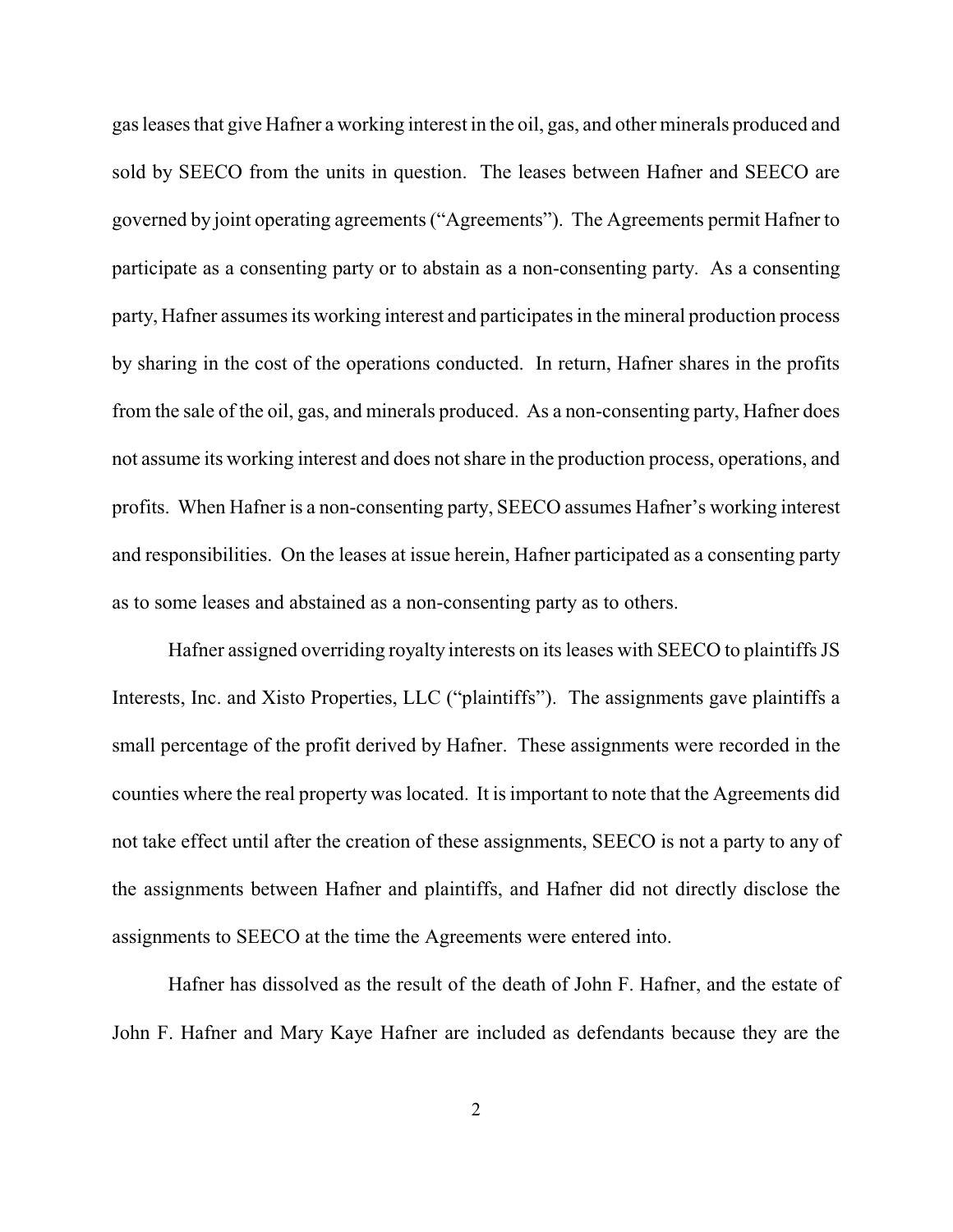gas leases that give Hafner a working interest in the oil, gas, and other minerals produced and sold by SEECO from the units in question. The leases between Hafner and SEECO are governed by joint operating agreements ("Agreements"). The Agreements permit Hafner to participate as a consenting party or to abstain as a non-consenting party. As a consenting party, Hafner assumes its working interest and participates in the mineral production process by sharing in the cost of the operations conducted. In return, Hafner shares in the profits from the sale of the oil, gas, and minerals produced. As a non-consenting party, Hafner does not assume its working interest and does not share in the production process, operations, and profits. When Hafner is a non-consenting party, SEECO assumes Hafner's working interest and responsibilities. On the leases at issue herein, Hafner participated as a consenting party as to some leases and abstained as a non-consenting party as to others.

Hafner assigned overriding royalty interests on its leases with SEECO to plaintiffs JS Interests, Inc. and Xisto Properties, LLC ("plaintiffs"). The assignments gave plaintiffs a small percentage of the profit derived by Hafner. These assignments were recorded in the counties where the real property was located. It is important to note that the Agreements did not take effect until after the creation of these assignments, SEECO is not a party to any of the assignments between Hafner and plaintiffs, and Hafner did not directly disclose the assignments to SEECO at the time the Agreements were entered into.

Hafner has dissolved as the result of the death of John F. Hafner, and the estate of John F. Hafner and Mary Kaye Hafner are included as defendants because they are the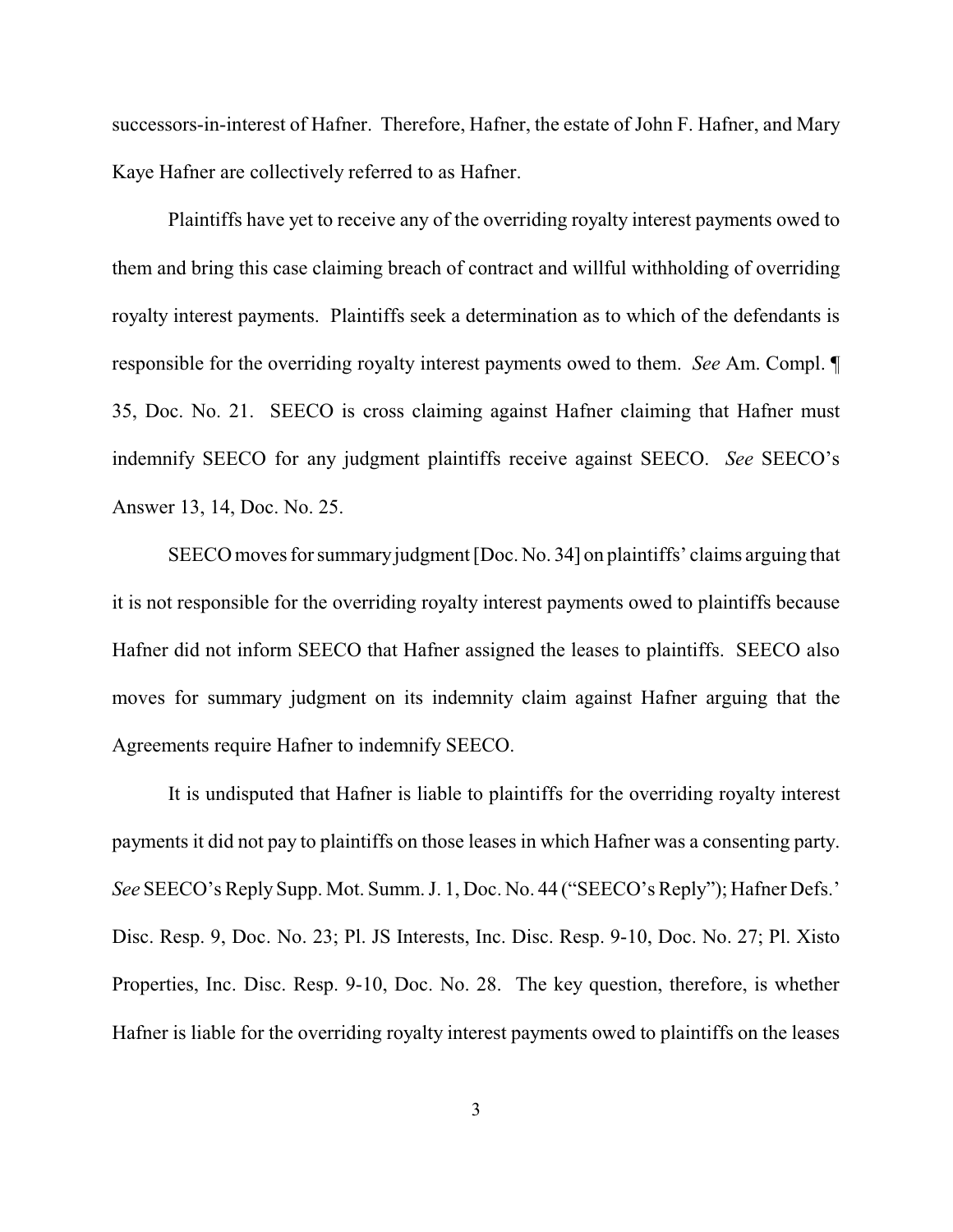successors-in-interest of Hafner. Therefore, Hafner, the estate of John F. Hafner, and Mary Kaye Hafner are collectively referred to as Hafner.

Plaintiffs have yet to receive any of the overriding royalty interest payments owed to them and bring this case claiming breach of contract and willful withholding of overriding royalty interest payments. Plaintiffs seek a determination as to which of the defendants is responsible for the overriding royalty interest payments owed to them. *See* Am. Compl. ¶ 35, Doc. No. 21. SEECO is cross claiming against Hafner claiming that Hafner must indemnify SEECO for any judgment plaintiffs receive against SEECO. *See* SEECO's Answer 13, 14, Doc. No. 25.

SEECO moves for summary judgment [Doc. No. 34] on plaintiffs' claims arguing that it is not responsible for the overriding royalty interest payments owed to plaintiffs because Hafner did not inform SEECO that Hafner assigned the leases to plaintiffs. SEECO also moves for summary judgment on its indemnity claim against Hafner arguing that the Agreements require Hafner to indemnify SEECO.

It is undisputed that Hafner is liable to plaintiffs for the overriding royalty interest payments it did not pay to plaintiffs on those leases in which Hafner was a consenting party. *See* SEECO's Reply Supp. Mot. Summ. J. 1, Doc. No. 44 ("SEECO's Reply"); Hafner Defs.' Disc. Resp. 9, Doc. No. 23; Pl. JS Interests, Inc. Disc. Resp. 9-10, Doc. No. 27; Pl. Xisto Properties, Inc. Disc. Resp. 9-10, Doc. No. 28. The key question, therefore, is whether Hafner is liable for the overriding royalty interest payments owed to plaintiffs on the leases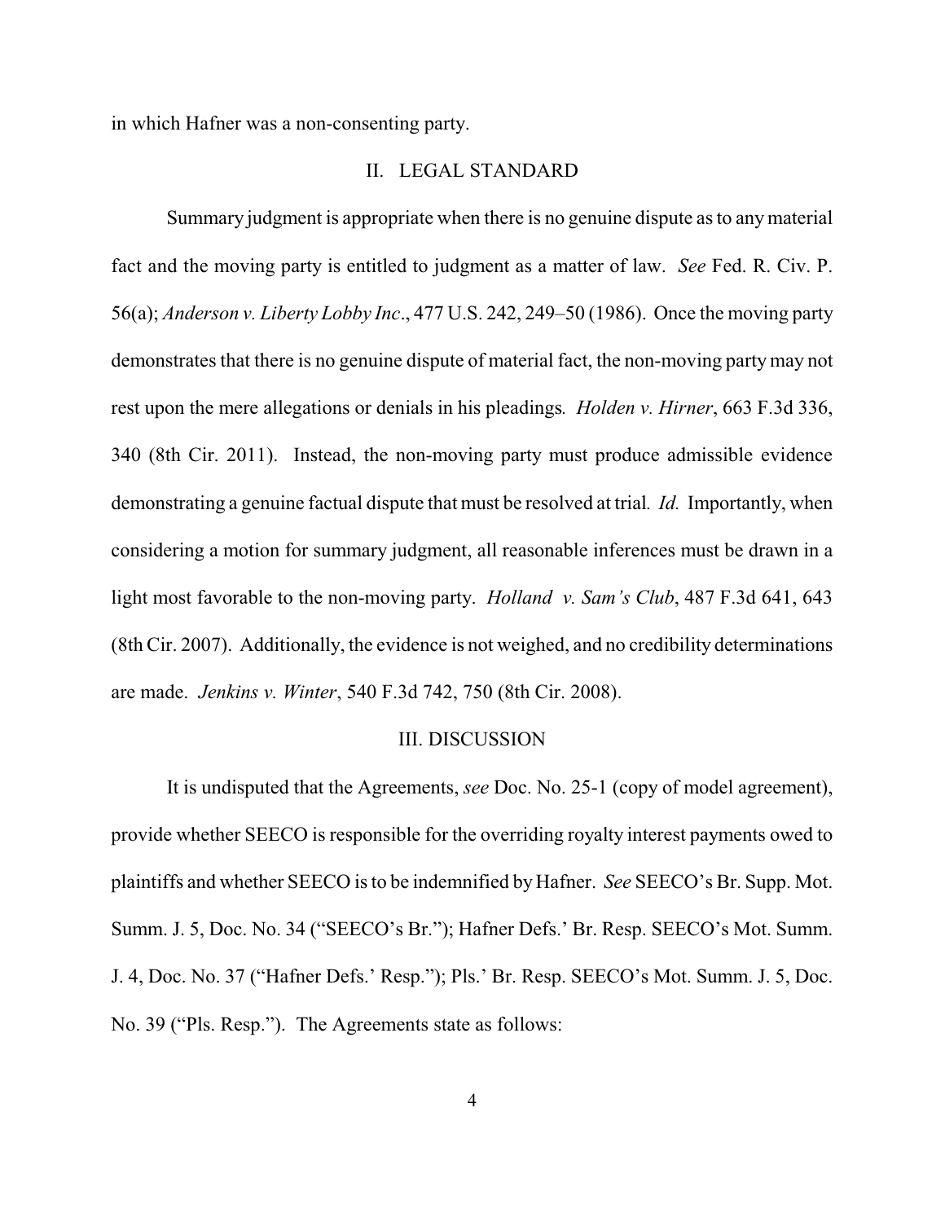in which Hafner was a non-consenting party.

## II. LEGAL STANDARD

Summary judgment is appropriate when there is no genuine dispute as to any material fact and the moving party is entitled to judgment as a matter of law. *See* Fed. R. Civ. P. 56(a); *Anderson v. Liberty Lobby Inc*., 477 U.S. 242, 249–50 (1986). Once the moving party demonstrates that there is no genuine dispute of material fact, the non-moving party may not rest upon the mere allegations or denials in his pleadings*. Holden v. Hirner*, 663 F.3d 336, 340 (8th Cir. 2011). Instead, the non-moving party must produce admissible evidence demonstrating a genuine factual dispute that must be resolved at trial*. Id.* Importantly, when considering a motion for summary judgment, all reasonable inferences must be drawn in a light most favorable to the non-moving party. *Holland v. Sam's Club*, 487 F.3d 641, 643 (8th Cir. 2007). Additionally, the evidence is not weighed, and no credibility determinations are made. *Jenkins v. Winter*, 540 F.3d 742, 750 (8th Cir. 2008).

## III. DISCUSSION

It is undisputed that the Agreements, *see* Doc. No. 25-1 (copy of model agreement), provide whether SEECO is responsible for the overriding royalty interest payments owed to plaintiffs and whether SEECO is to be indemnified by Hafner. *See* SEECO's Br. Supp. Mot. Summ. J. 5, Doc. No. 34 ("SEECO's Br."); Hafner Defs.' Br. Resp. SEECO's Mot. Summ. J. 4, Doc. No. 37 ("Hafner Defs.' Resp."); Pls.' Br. Resp. SEECO's Mot. Summ. J. 5, Doc. No. 39 ("Pls. Resp."). The Agreements state as follows: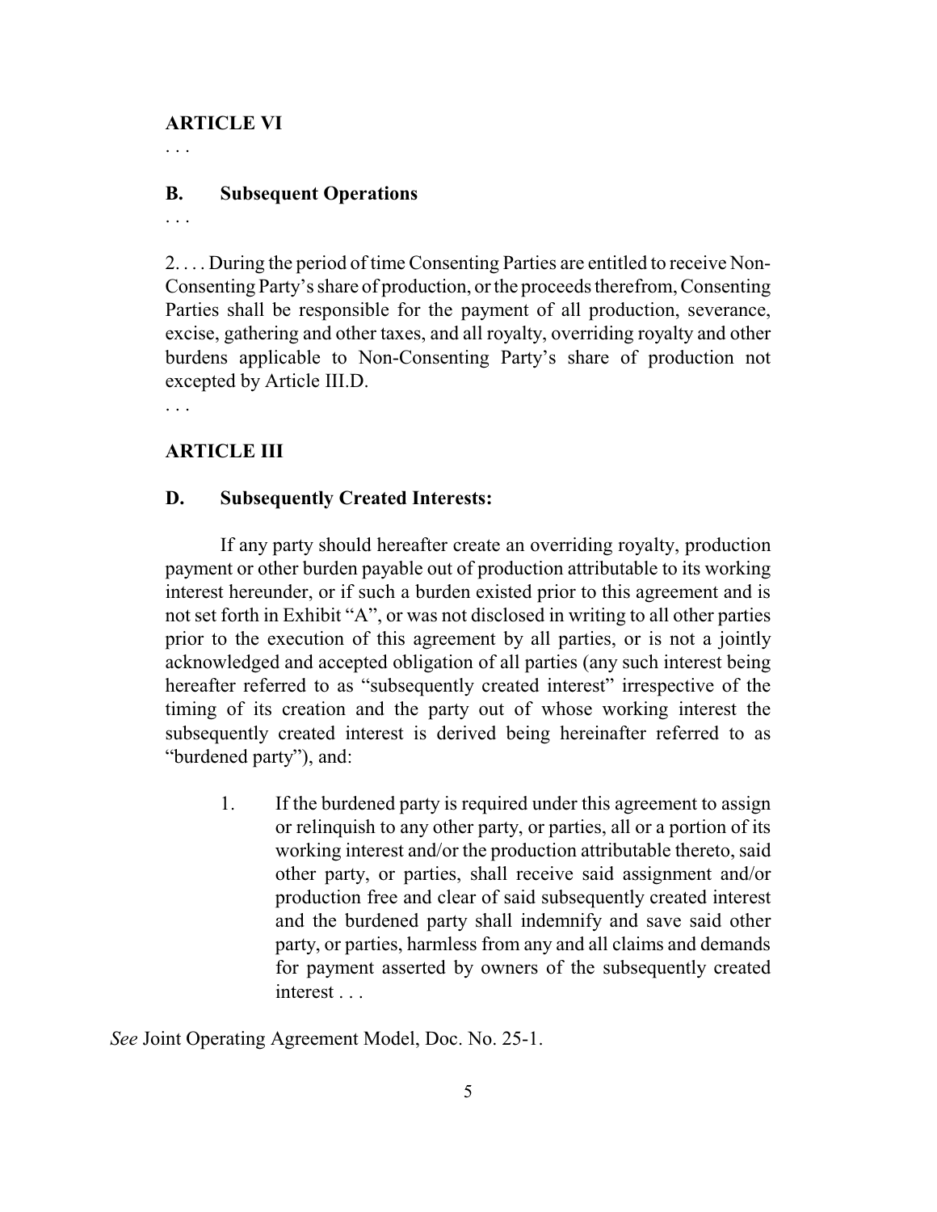**ARTICLE VI**

. . .

**B. Subsequent Operations**

. . .

2. . . . During the period of time Consenting Parties are entitled to receive Non-Consenting Party's share of production, or the proceeds therefrom, Consenting Parties shall be responsible for the payment of all production, severance, excise, gathering and other taxes, and all royalty, overriding royalty and other burdens applicable to Non-Consenting Party's share of production not excepted by Article III.D.

. . .

**ARTICLE III**

**D. Subsequently Created Interests:**

If any party should hereafter create an overriding royalty, production payment or other burden payable out of production attributable to its working interest hereunder, or if such a burden existed prior to this agreement and is not set forth in Exhibit "A", or was not disclosed in writing to all other parties prior to the execution of this agreement by all parties, or is not a jointly acknowledged and accepted obligation of all parties (any such interest being hereafter referred to as "subsequently created interest" irrespective of the timing of its creation and the party out of whose working interest the subsequently created interest is derived being hereinafter referred to as "burdened party"), and:

> 1. If the burdened party is required under this agreement to assign or relinquish to any other party, or parties, all or a portion of its working interest and/or the production attributable thereto, said other party, or parties, shall receive said assignment and/or production free and clear of said subsequently created interest and the burdened party shall indemnify and save said other party, or parties, harmless from any and all claims and demands for payment asserted by owners of the subsequently created interest . . .

*See* Joint Operating Agreement Model, Doc. No. 25-1.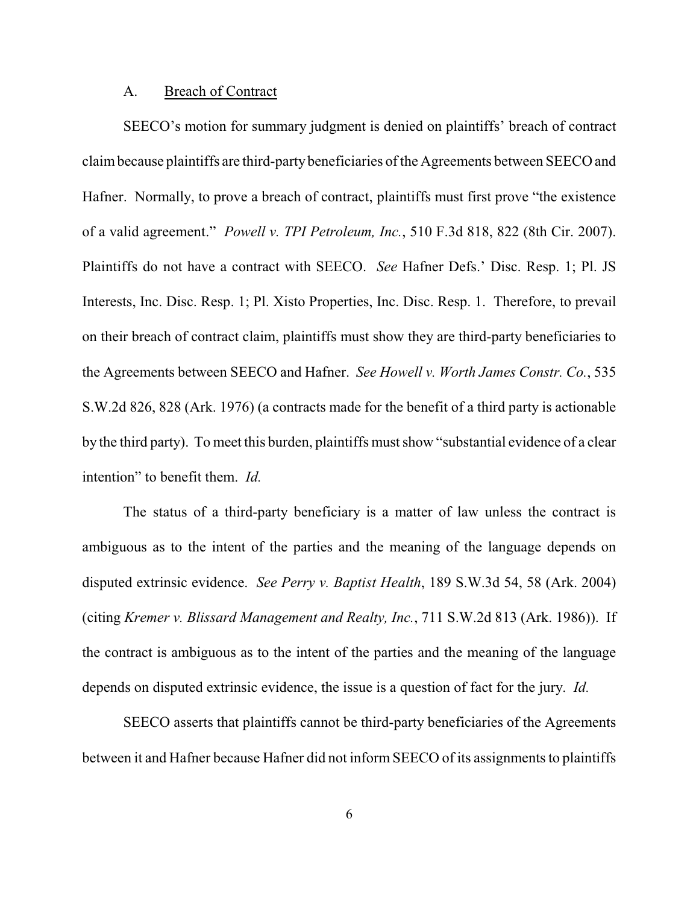### A. <u>Breach of Contract</u>

SEECO's motion for summary judgment is denied on plaintiffs' breach of contract claim because plaintiffs are third-party beneficiaries of the Agreements between SEECO and Hafner. Normally, to prove a breach of contract, plaintiffs must first prove "the existence of a valid agreement." *Powell v. TPI Petroleum, Inc.*, 510 F.3d 818, 822 (8th Cir. 2007). Plaintiffs do not have a contract with SEECO. *See* Hafner Defs.' Disc. Resp. 1; Pl. JS Interests, Inc. Disc. Resp. 1; Pl. Xisto Properties, Inc. Disc. Resp. 1. Therefore, to prevail on their breach of contract claim, plaintiffs must show they are third-party beneficiaries to the Agreements between SEECO and Hafner. *See Howell v. Worth James Constr. Co.*, 535 S.W.2d 826, 828 (Ark. 1976) (a contracts made for the benefit of a third party is actionable by the third party). To meet this burden, plaintiffs must show "substantial evidence of a clear intention" to benefit them. *Id.*

The status of a third-party beneficiary is a matter of law unless the contract is ambiguous as to the intent of the parties and the meaning of the language depends on disputed extrinsic evidence. *See Perry v. Baptist Health*, 189 S.W.3d 54, 58 (Ark. 2004) (citing *Kremer v. Blissard Management and Realty, Inc.*, 711 S.W.2d 813 (Ark. 1986)). If the contract is ambiguous as to the intent of the parties and the meaning of the language depends on disputed extrinsic evidence, the issue is a question of fact for the jury. *Id.*

SEECO asserts that plaintiffs cannot be third-party beneficiaries of the Agreements between it and Hafner because Hafner did not inform SEECO of its assignments to plaintiffs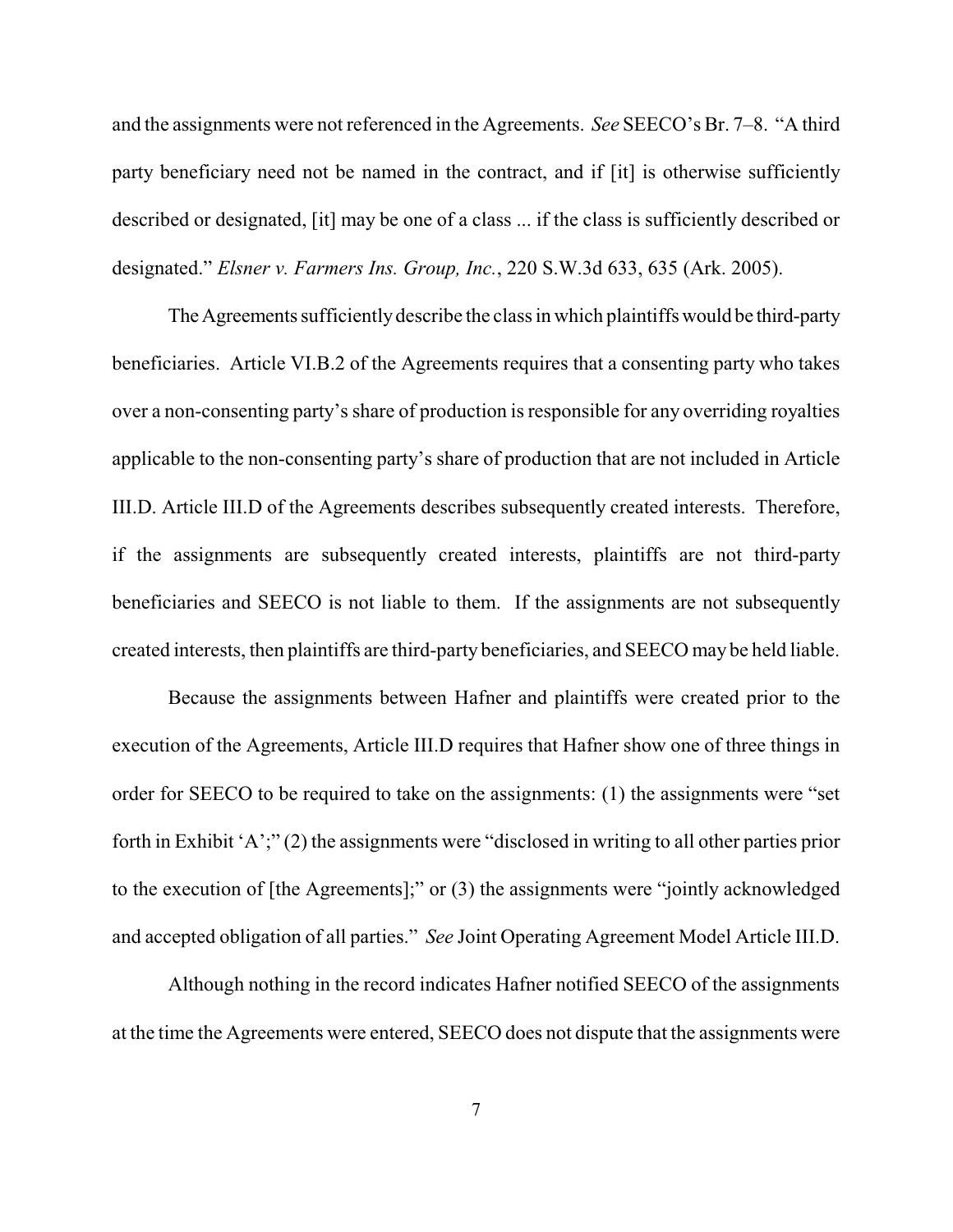and the assignments were not referenced in the Agreements. *See* SEECO's Br. 7–8. "A third party beneficiary need not be named in the contract, and if [it] is otherwise sufficiently described or designated, [it] may be one of a class ... if the class is sufficiently described or designated." *Elsner v. Farmers Ins. Group, Inc.*, 220 S.W.3d 633, 635 (Ark. 2005).

The Agreements sufficiently describe the class in which plaintiffs would be third-party beneficiaries. Article VI.B.2 of the Agreements requires that a consenting party who takes over a non-consenting party's share of production is responsible for any overriding royalties applicable to the non-consenting party's share of production that are not included in Article III.D. Article III.D of the Agreements describes subsequently created interests. Therefore, if the assignments are subsequently created interests, plaintiffs are not third-party beneficiaries and SEECO is not liable to them. If the assignments are not subsequently created interests, then plaintiffs are third-party beneficiaries, and SEECO may be held liable.

Because the assignments between Hafner and plaintiffs were created prior to the execution of the Agreements, Article III.D requires that Hafner show one of three things in order for SEECO to be required to take on the assignments: (1) the assignments were "set forth in Exhibit 'A';" (2) the assignments were "disclosed in writing to all other parties prior to the execution of [the Agreements];" or (3) the assignments were "jointly acknowledged and accepted obligation of all parties." *See* Joint Operating Agreement Model Article III.D.

Although nothing in the record indicates Hafner notified SEECO of the assignments at the time the Agreements were entered, SEECO does not dispute that the assignments were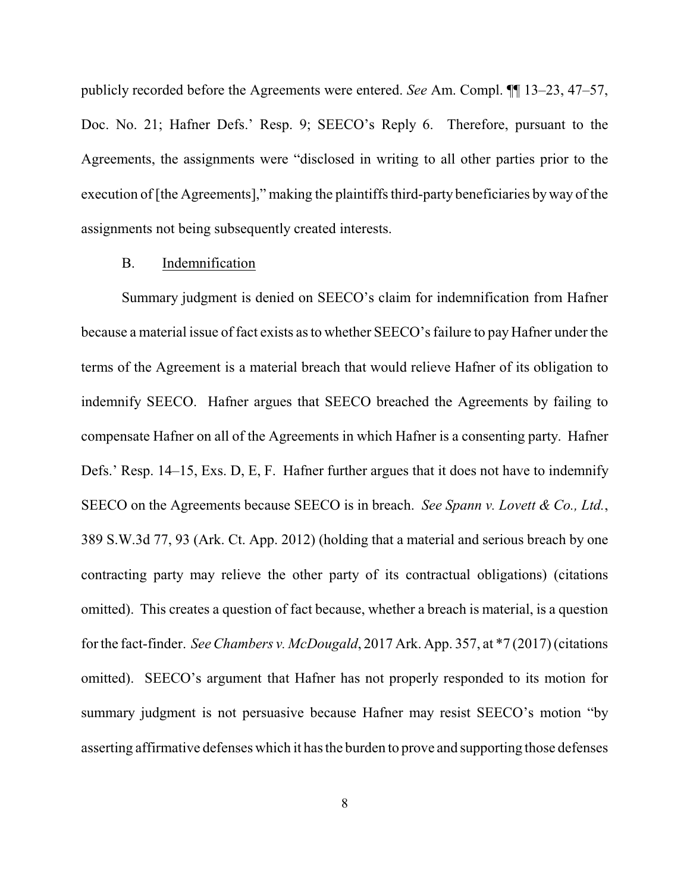publicly recorded before the Agreements were entered. *See* Am. Compl. ¶¶ 13–23, 47–57, Doc. No. 21; Hafner Defs.' Resp. 9; SEECO's Reply 6. Therefore, pursuant to the Agreements, the assignments were "disclosed in writing to all other parties prior to the execution of [the Agreements]," making the plaintiffs third-party beneficiaries by way of the assignments not being subsequently created interests.

B. Indemnification

Summary judgment is denied on SEECO's claim for indemnification from Hafner because a material issue of fact exists as to whether SEECO's failure to pay Hafner under the terms of the Agreement is a material breach that would relieve Hafner of its obligation to indemnify SEECO. Hafner argues that SEECO breached the Agreements by failing to compensate Hafner on all of the Agreements in which Hafner is a consenting party. Hafner Defs.' Resp. 14–15, Exs. D, E, F. Hafner further argues that it does not have to indemnify SEECO on the Agreements because SEECO is in breach. *See Spann v. Lovett & Co., Ltd.*, 389 S.W.3d 77, 93 (Ark. Ct. App. 2012) (holding that a material and serious breach by one contracting party may relieve the other party of its contractual obligations) (citations omitted). This creates a question of fact because, whether a breach is material, is a question for the fact-finder. *See Chambers v. McDougald*, 2017 Ark. App. 357, at *7 (2017) (citations omitted). SEECO's argument that Hafner has not properly responded to its motion for summary judgment is not persuasive because Hafner may resist SEECO's motion "by asserting affirmative defenses which it has the burden to prove and supporting those defenses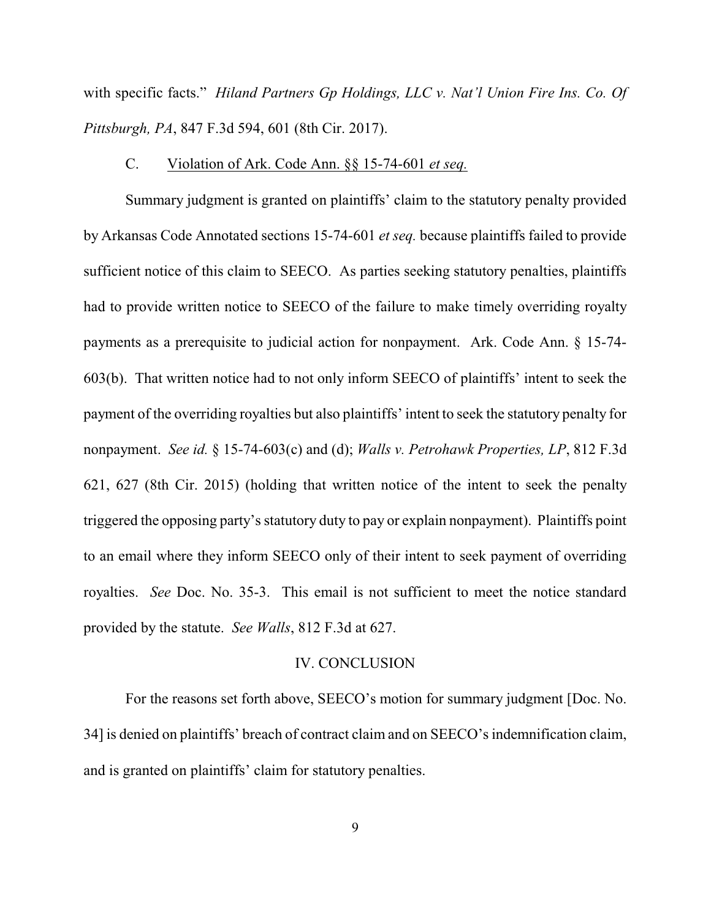with specific facts." *Hiland Partners Gp Holdings, LLC v. Nat'l Union Fire Ins. Co. Of Pittsburgh, PA*, 847 F.3d 594, 601 (8th Cir. 2017).

C. Violation of Ark. Code Ann. §§ 15-74-601 *et seq.*

Summary judgment is granted on plaintiffs' claim to the statutory penalty provided by Arkansas Code Annotated sections 15-74-601 *et seq.* because plaintiffs failed to provide sufficient notice of this claim to SEECO. As parties seeking statutory penalties, plaintiffs had to provide written notice to SEECO of the failure to make timely overriding royalty payments as a prerequisite to judicial action for nonpayment. Ark. Code Ann. § 15-74-603(b). That written notice had to not only inform SEECO of plaintiffs' intent to seek the payment of the overriding royalties but also plaintiffs' intent to seek the statutory penalty for nonpayment. *See id.* § 15-74-603(c) and (d); *Walls v. Petrohawk Properties, LP*, 812 F.3d 621, 627 (8th Cir. 2015) (holding that written notice of the intent to seek the penalty triggered the opposing party's statutory duty to pay or explain nonpayment). Plaintiffs point to an email where they inform SEECO only of their intent to seek payment of overriding royalties. *See* Doc. No. 35-3. This email is not sufficient to meet the notice standard provided by the statute. *See Walls*, 812 F.3d at 627.

## IV. CONCLUSION

For the reasons set forth above, SEECO's motion for summary judgment [Doc. No. 34] is denied on plaintiffs' breach of contract claim and on SEECO's indemnification claim, and is granted on plaintiffs' claim for statutory penalties.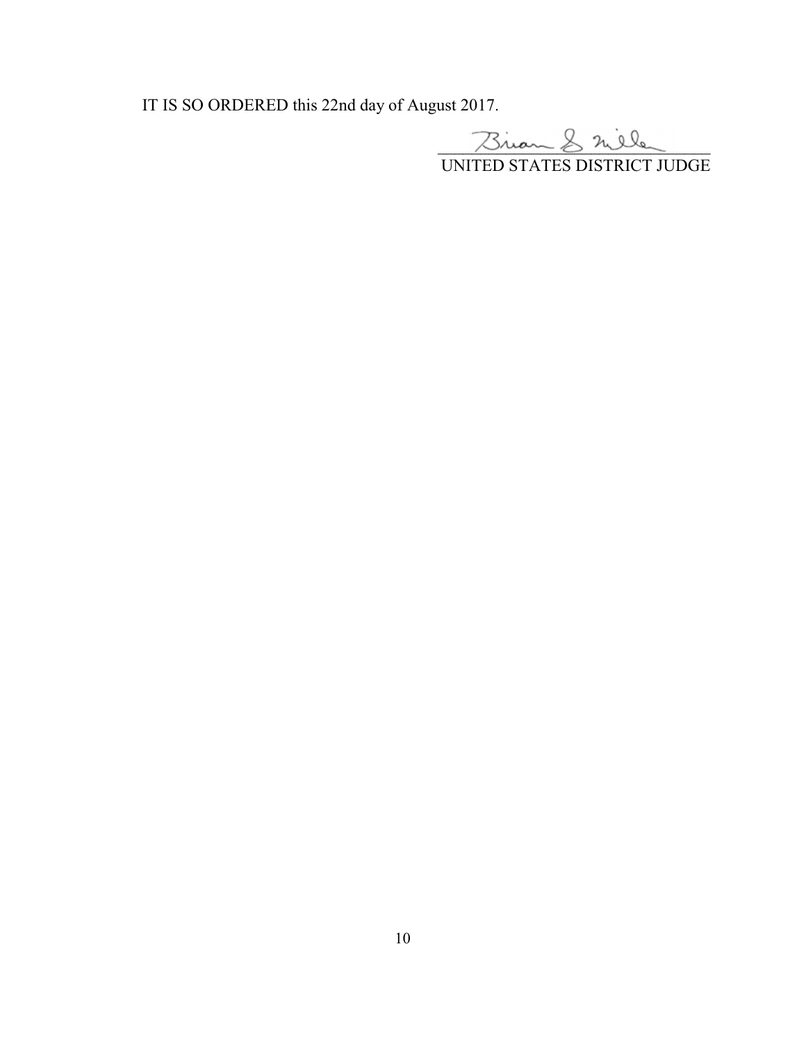IT IS SO ORDERED this 22nd day of August 2017.

Brian S. Miller

UNITED STATES DISTRICT JUDGE